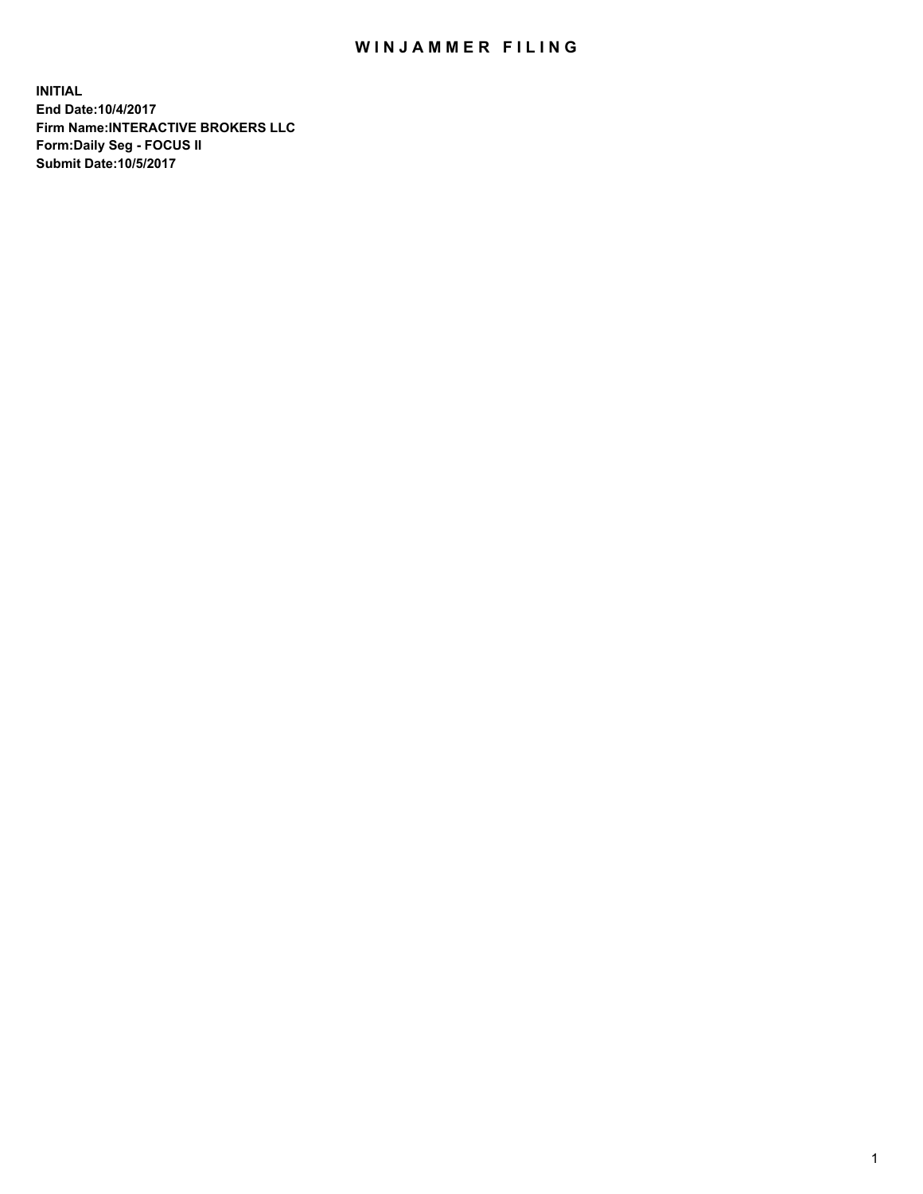# WINJAMMER FILING

**INITIAL**
**End Date:10/4/2017**
**Firm Name:INTERACTIVE BROKERS LLC**
**Form:Daily Seg - FOCUS II**
**Submit Date:10/5/2017**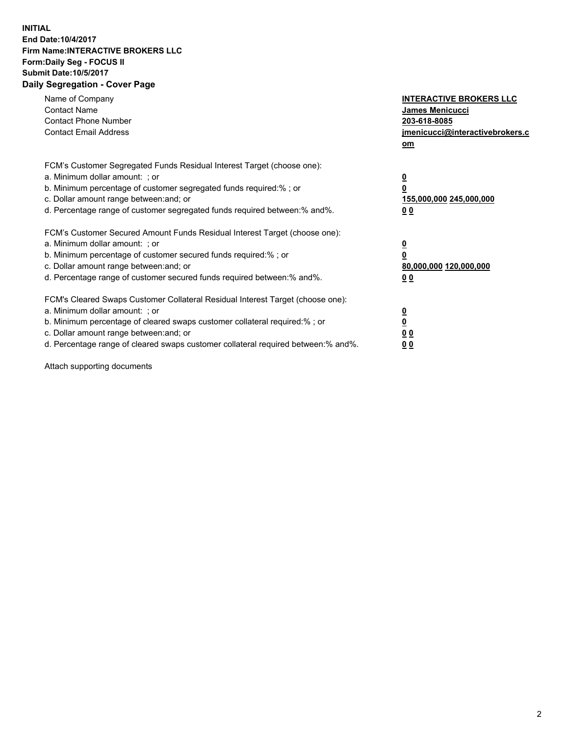**INITIAL**
**End Date:10/4/2017**
**Firm Name:INTERACTIVE BROKERS LLC**
**Form:Daily Seg - FOCUS II**
**Submit Date:10/5/2017**
**Daily Segregation - Cover Page**

| | |
|---|---|
| Name of Company | **INTERACTIVE BROKERS LLC** |
| Contact Name | **James Menicucci** |
| Contact Phone Number | **203-618-8085** |
| Contact Email Address | **jmenicucci@interactivebrokers.com** |

| | |
|---|---|
| FCM's Customer Segregated Funds Residual Interest Target (choose one): | |
| a. Minimum dollar amount: ; or | **0** |
| b. Minimum percentage of customer segregated funds required:% ; or | **0** |
| c. Dollar amount range between:and; or | **155,000,000** **245,000,000** |
| d. Percentage range of customer segregated funds required between:% and%. | **0** **0** |
| FCM's Customer Secured Amount Funds Residual Interest Target (choose one): | |
| a. Minimum dollar amount: ; or | **0** |
| b. Minimum percentage of customer secured funds required:% ; or | **0** |
| c. Dollar amount range between:and; or | **80,000,000** **120,000,000** |
| d. Percentage range of customer secured funds required between:% and%. | **0** **0** |
| FCM's Cleared Swaps Customer Collateral Residual Interest Target (choose one): | |
| a. Minimum dollar amount: ; or | **0** |
| b. Minimum percentage of cleared swaps customer collateral required:% ; or | **0** |
| c. Dollar amount range between:and; or | **0** **0** |
| d. Percentage range of cleared swaps customer collateral required between:% and%. | **0** **0** |

Attach supporting documents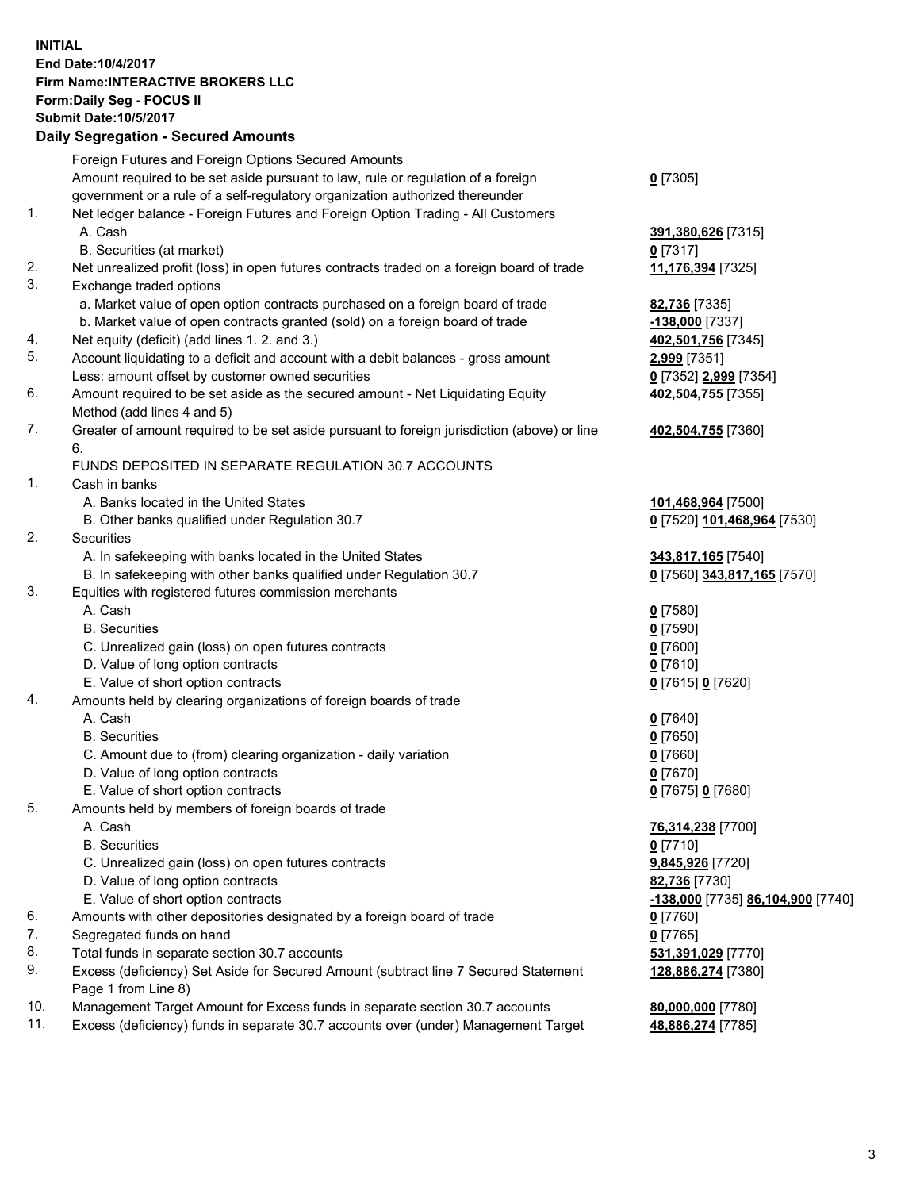**INITIAL**
**End Date:10/4/2017**
**Firm Name:INTERACTIVE BROKERS LLC**
**Form:Daily Seg - FOCUS II**
**Submit Date:10/5/2017**

**Daily Segregation - Secured Amounts**

| | | |
|---|---|---|
| | Foreign Futures and Foreign Options Secured Amounts | |
| | Amount required to be set aside pursuant to law, rule or regulation of a foreign government or a rule of a self-regulatory organization authorized thereunder | **0** [7305] |
| 1. | Net ledger balance - Foreign Futures and Foreign Option Trading - All Customers | |
| | A. Cash | **391,380,626** [7315] |
| | B. Securities (at market) | **0** [7317] |
| 2. | Net unrealized profit (loss) in open futures contracts traded on a foreign board of trade | **11,176,394** [7325] |
| 3. | Exchange traded options | |
| | a. Market value of open option contracts purchased on a foreign board of trade | **82,736** [7335] |
| | b. Market value of open contracts granted (sold) on a foreign board of trade | **-138,000** [7337] |
| 4. | Net equity (deficit) (add lines 1. 2. and 3.) | **402,501,756** [7345] |
| 5. | Account liquidating to a deficit and account with a debit balances - gross amount | **2,999** [7351] |
| | Less: amount offset by customer owned securities | **0** [7352] **2,999** [7354] |
| 6. | Amount required to be set aside as the secured amount - Net Liquidating Equity Method (add lines 4 and 5) | **402,504,755** [7355] |
| 7. | Greater of amount required to be set aside pursuant to foreign jurisdiction (above) or line 6. | **402,504,755** [7360] |
| | FUNDS DEPOSITED IN SEPARATE REGULATION 30.7 ACCOUNTS | |
| 1. | Cash in banks | |
| | A. Banks located in the United States | **101,468,964** [7500] |
| | B. Other banks qualified under Regulation 30.7 | **0** [7520] **101,468,964** [7530] |
| 2. | Securities | |
| | A. In safekeeping with banks located in the United States | **343,817,165** [7540] |
| | B. In safekeeping with other banks qualified under Regulation 30.7 | **0** [7560] **343,817,165** [7570] |
| 3. | Equities with registered futures commission merchants | |
| | A. Cash | **0** [7580] |
| | B. Securities | **0** [7590] |
| | C. Unrealized gain (loss) on open futures contracts | **0** [7600] |
| | D. Value of long option contracts | **0** [7610] |
| | E. Value of short option contracts | **0** [7615] **0** [7620] |
| 4. | Amounts held by clearing organizations of foreign boards of trade | |
| | A. Cash | **0** [7640] |
| | B. Securities | **0** [7650] |
| | C. Amount due to (from) clearing organization - daily variation | **0** [7660] |
| | D. Value of long option contracts | **0** [7670] |
| | E. Value of short option contracts | **0** [7675] **0** [7680] |
| 5. | Amounts held by members of foreign boards of trade | |
| | A. Cash | **76,314,238** [7700] |
| | B. Securities | **0** [7710] |
| | C. Unrealized gain (loss) on open futures contracts | **9,845,926** [7720] |
| | D. Value of long option contracts | **82,736** [7730] |
| | E. Value of short option contracts | **-138,000** [7735] **86,104,900** [7740] |
| 6. | Amounts with other depositories designated by a foreign board of trade | **0** [7760] |
| 7. | Segregated funds on hand | **0** [7765] |
| 8. | Total funds in separate section 30.7 accounts | **531,391,029** [7770] |
| 9. | Excess (deficiency) Set Aside for Secured Amount (subtract line 7 Secured Statement Page 1 from Line 8) | **128,886,274** [7380] |
| 10. | Management Target Amount for Excess funds in separate section 30.7 accounts | **80,000,000** [7780] |
| 11. | Excess (deficiency) funds in separate 30.7 accounts over (under) Management Target | **48,886,274** [7785] |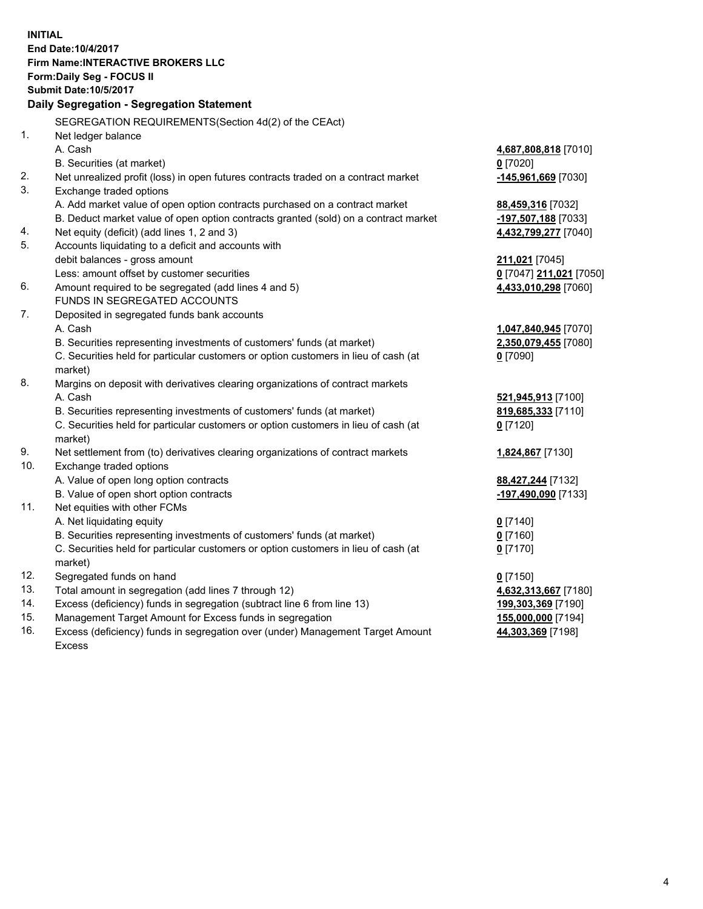**INITIAL**
**End Date:10/4/2017**
**Firm Name:INTERACTIVE BROKERS LLC**
**Form:Daily Seg - FOCUS II**
**Submit Date:10/5/2017**

### Daily Segregation - Segregation Statement

SEGREGATION REQUIREMENTS(Section 4d(2) of the CEAct)

| | | |
|---|---|---|
| 1. | Net ledger balance | |
| | A. Cash | **4,687,808,818** [7010] |
| | B. Securities (at market) | **0** [7020] |
| 2. | Net unrealized profit (loss) in open futures contracts traded on a contract market | **-145,961,669** [7030] |
| 3. | Exchange traded options | |
| | A. Add market value of open option contracts purchased on a contract market | **88,459,316** [7032] |
| | B. Deduct market value of open option contracts granted (sold) on a contract market | **-197,507,188** [7033] |
| 4. | Net equity (deficit) (add lines 1, 2 and 3) | **4,432,799,277** [7040] |
| 5. | Accounts liquidating to a deficit and accounts with debit balances - gross amount | **211,021** [7045] |
| | Less: amount offset by customer securities | **0** [7047] **211,021** [7050] |
| 6. | Amount required to be segregated (add lines 4 and 5) | **4,433,010,298** [7060] |
| | FUNDS IN SEGREGATED ACCOUNTS | |
| 7. | Deposited in segregated funds bank accounts | |
| | A. Cash | **1,047,840,945** [7070] |
| | B. Securities representing investments of customers' funds (at market) | **2,350,079,455** [7080] |
| | C. Securities held for particular customers or option customers in lieu of cash (at market) | **0** [7090] |
| 8. | Margins on deposit with derivatives clearing organizations of contract markets | |
| | A. Cash | **521,945,913** [7100] |
| | B. Securities representing investments of customers' funds (at market) | **819,685,333** [7110] |
| | C. Securities held for particular customers or option customers in lieu of cash (at market) | **0** [7120] |
| 9. | Net settlement from (to) derivatives clearing organizations of contract markets | **1,824,867** [7130] |
| 10. | Exchange traded options | |
| | A. Value of open long option contracts | **88,427,244** [7132] |
| | B. Value of open short option contracts | **-197,490,090** [7133] |
| 11. | Net equities with other FCMs | |
| | A. Net liquidating equity | **0** [7140] |
| | B. Securities representing investments of customers' funds (at market) | **0** [7160] |
| | C. Securities held for particular customers or option customers in lieu of cash (at market) | **0** [7170] |
| 12. | Segregated funds on hand | **0** [7150] |
| 13. | Total amount in segregation (add lines 7 through 12) | **4,632,313,667** [7180] |
| 14. | Excess (deficiency) funds in segregation (subtract line 6 from line 13) | **199,303,369** [7190] |
| 15. | Management Target Amount for Excess funds in segregation | **155,000,000** [7194] |
| 16. | Excess (deficiency) funds in segregation over (under) Management Target Amount Excess | **44,303,369** [7198] |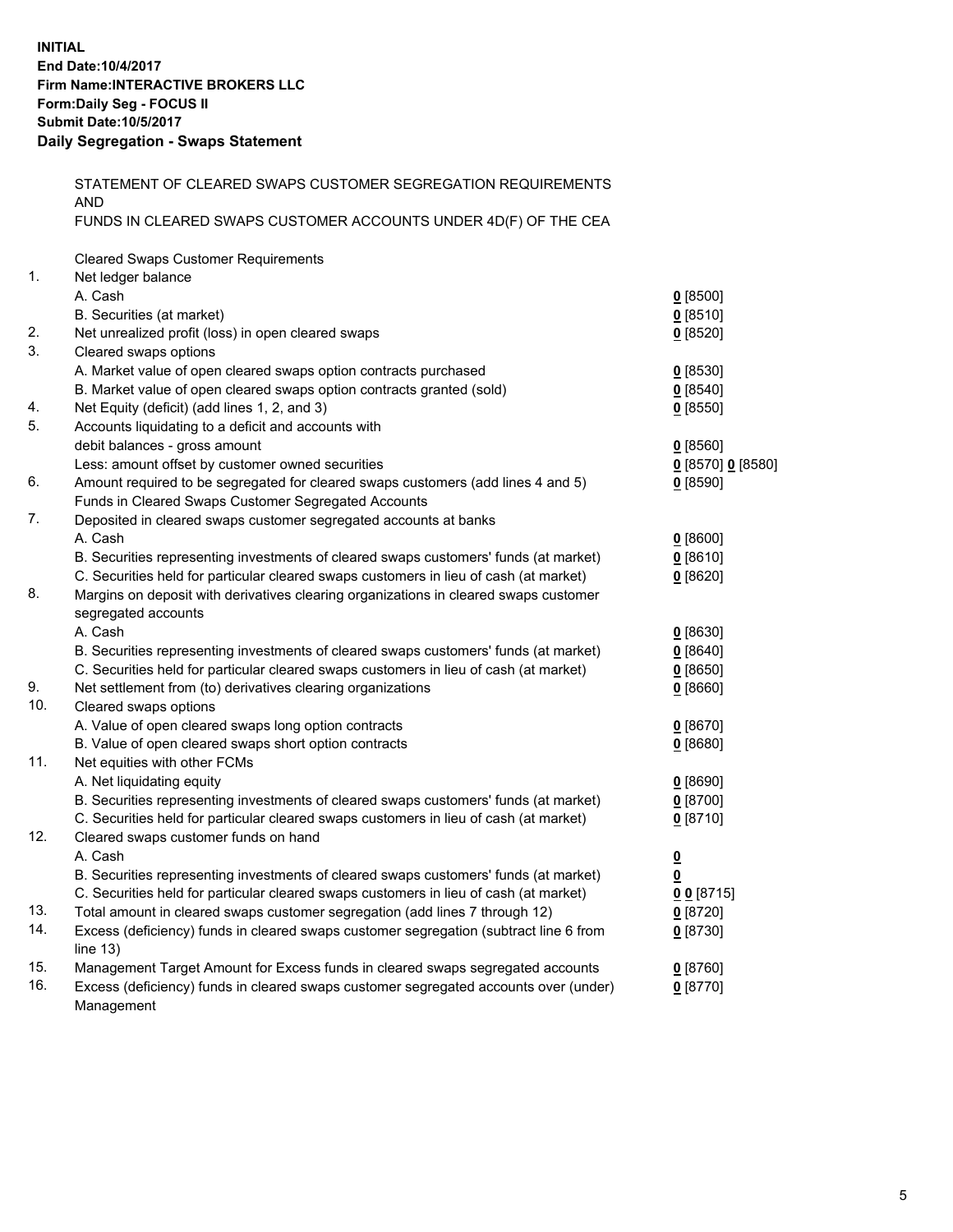**INITIAL**
**End Date:10/4/2017**
**Firm Name:INTERACTIVE BROKERS LLC**
**Form:Daily Seg - FOCUS II**
**Submit Date:10/5/2017**
**Daily Segregation - Swaps Statement**

STATEMENT OF CLEARED SWAPS CUSTOMER SEGREGATION REQUIREMENTS AND FUNDS IN CLEARED SWAPS CUSTOMER ACCOUNTS UNDER 4D(F) OF THE CEA

| | | |
|---|---|---|
| | Cleared Swaps Customer Requirements | |
| 1. | Net ledger balance | |
| | A. Cash | 0 [8500] |
| | B. Securities (at market) | 0 [8510] |
| 2. | Net unrealized profit (loss) in open cleared swaps | 0 [8520] |
| 3. | Cleared swaps options | |
| | A. Market value of open cleared swaps option contracts purchased | 0 [8530] |
| | B. Market value of open cleared swaps option contracts granted (sold) | 0 [8540] |
| 4. | Net Equity (deficit) (add lines 1, 2, and 3) | 0 [8550] |
| 5. | Accounts liquidating to a deficit and accounts with debit balances - gross amount | 0 [8560] |
| | Less: amount offset by customer owned securities | 0 [8570] 0 [8580] |
| 6. | Amount required to be segregated for cleared swaps customers (add lines 4 and 5) | 0 [8590] |
| | Funds in Cleared Swaps Customer Segregated Accounts | |
| 7. | Deposited in cleared swaps customer segregated accounts at banks | |
| | A. Cash | 0 [8600] |
| | B. Securities representing investments of cleared swaps customers' funds (at market) | 0 [8610] |
| | C. Securities held for particular cleared swaps customers in lieu of cash (at market) | 0 [8620] |
| 8. | Margins on deposit with derivatives clearing organizations in cleared swaps customer segregated accounts | |
| | A. Cash | 0 [8630] |
| | B. Securities representing investments of cleared swaps customers' funds (at market) | 0 [8640] |
| | C. Securities held for particular cleared swaps customers in lieu of cash (at market) | 0 [8650] |
| 9. | Net settlement from (to) derivatives clearing organizations | 0 [8660] |
| 10. | Cleared swaps options | |
| | A. Value of open cleared swaps long option contracts | 0 [8670] |
| | B. Value of open cleared swaps short option contracts | 0 [8680] |
| 11. | Net equities with other FCMs | |
| | A. Net liquidating equity | 0 [8690] |
| | B. Securities representing investments of cleared swaps customers' funds (at market) | 0 [8700] |
| | C. Securities held for particular cleared swaps customers in lieu of cash (at market) | 0 [8710] |
| 12. | Cleared swaps customer funds on hand | |
| | A. Cash | 0 |
| | B. Securities representing investments of cleared swaps customers' funds (at market) | 0 |
| | C. Securities held for particular cleared swaps customers in lieu of cash (at market) | 0 0 [8715] |
| 13. | Total amount in cleared swaps customer segregation (add lines 7 through 12) | 0 [8720] |
| 14. | Excess (deficiency) funds in cleared swaps customer segregation (subtract line 6 from line 13) | 0 [8730] |
| 15. | Management Target Amount for Excess funds in cleared swaps segregated accounts | 0 [8760] |
| 16. | Excess (deficiency) funds in cleared swaps customer segregated accounts over (under) Management | 0 [8770] |